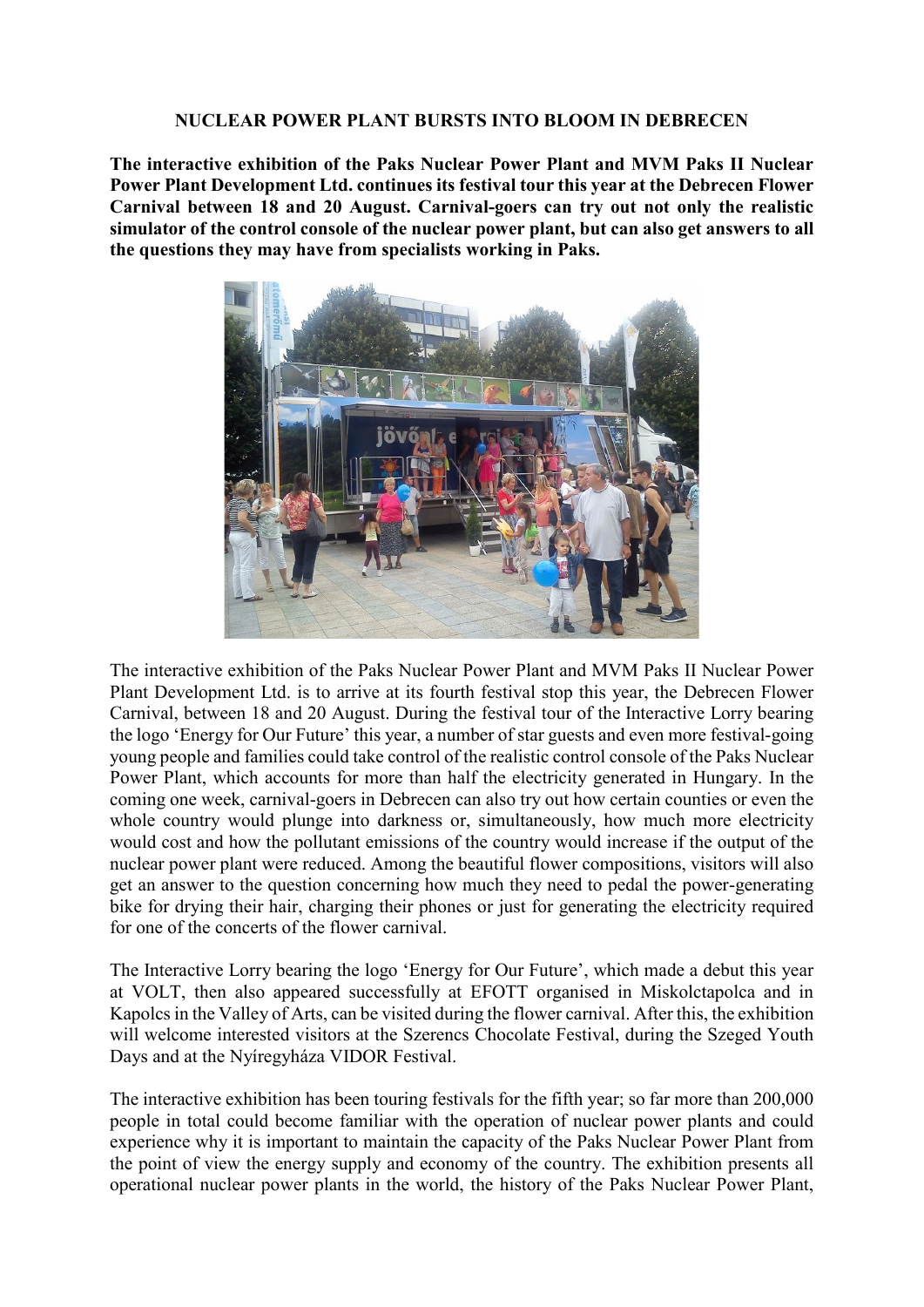# NUCLEAR POWER PLANT BURSTS INTO BLOOM IN DEBRECEN

**The interactive exhibition of the Paks Nuclear Power Plant and MVM Paks II Nuclear Power Plant Development Ltd. continues its festival tour this year at the Debrecen Flower Carnival between 18 and 20 August. Carnival-goers can try out not only the realistic simulator of the control console of the nuclear power plant, but can also get answers to all the questions they may have from specialists working in Paks.**

The interactive exhibition of the Paks Nuclear Power Plant and MVM Paks II Nuclear Power Plant Development Ltd. is to arrive at its fourth festival stop this year, the Debrecen Flower Carnival, between 18 and 20 August. During the festival tour of the Interactive Lorry bearing the logo 'Energy for Our Future' this year, a number of star guests and even more festival-going young people and families could take control of the realistic control console of the Paks Nuclear Power Plant, which accounts for more than half the electricity generated in Hungary. In the coming one week, carnival-goers in Debrecen can also try out how certain counties or even the whole country would plunge into darkness or, simultaneously, how much more electricity would cost and how the pollutant emissions of the country would increase if the output of the nuclear power plant were reduced. Among the beautiful flower compositions, visitors will also get an answer to the question concerning how much they need to pedal the power-generating bike for drying their hair, charging their phones or just for generating the electricity required for one of the concerts of the flower carnival.

The Interactive Lorry bearing the logo 'Energy for Our Future', which made a debut this year at VOLT, then also appeared successfully at EFOTT organised in Miskolctapolca and in Kapolcs in the Valley of Arts, can be visited during the flower carnival. After this, the exhibition will welcome interested visitors at the Szerencs Chocolate Festival, during the Szeged Youth Days and at the Nyíregyháza VIDOR Festival.

The interactive exhibition has been touring festivals for the fifth year; so far more than 200,000 people in total could become familiar with the operation of nuclear power plants and could experience why it is important to maintain the capacity of the Paks Nuclear Power Plant from the point of view the energy supply and economy of the country. The exhibition presents all operational nuclear power plants in the world, the history of the Paks Nuclear Power Plant,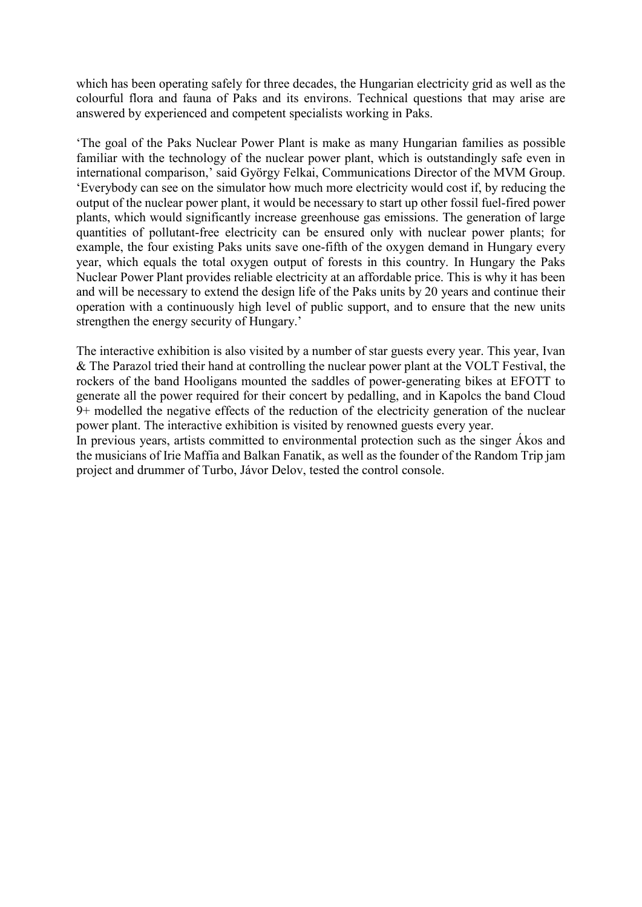which has been operating safely for three decades, the Hungarian electricity grid as well as the colourful flora and fauna of Paks and its environs. Technical questions that may arise are answered by experienced and competent specialists working in Paks.

'The goal of the Paks Nuclear Power Plant is make as many Hungarian families as possible familiar with the technology of the nuclear power plant, which is outstandingly safe even in international comparison,' said György Felkai, Communications Director of the MVM Group. 'Everybody can see on the simulator how much more electricity would cost if, by reducing the output of the nuclear power plant, it would be necessary to start up other fossil fuel-fired power plants, which would significantly increase greenhouse gas emissions. The generation of large quantities of pollutant-free electricity can be ensured only with nuclear power plants; for example, the four existing Paks units save one-fifth of the oxygen demand in Hungary every year, which equals the total oxygen output of forests in this country. In Hungary the Paks Nuclear Power Plant provides reliable electricity at an affordable price. This is why it has been and will be necessary to extend the design life of the Paks units by 20 years and continue their operation with a continuously high level of public support, and to ensure that the new units strengthen the energy security of Hungary.'

The interactive exhibition is also visited by a number of star guests every year. This year, Ivan & The Parazol tried their hand at controlling the nuclear power plant at the VOLT Festival, the rockers of the band Hooligans mounted the saddles of power-generating bikes at EFOTT to generate all the power required for their concert by pedalling, and in Kapolcs the band Cloud 9+ modelled the negative effects of the reduction of the electricity generation of the nuclear power plant. The interactive exhibition is visited by renowned guests every year.
In previous years, artists committed to environmental protection such as the singer Ákos and the musicians of Irie Maffia and Balkan Fanatik, as well as the founder of the Random Trip jam project and drummer of Turbo, Jávor Delov, tested the control console.